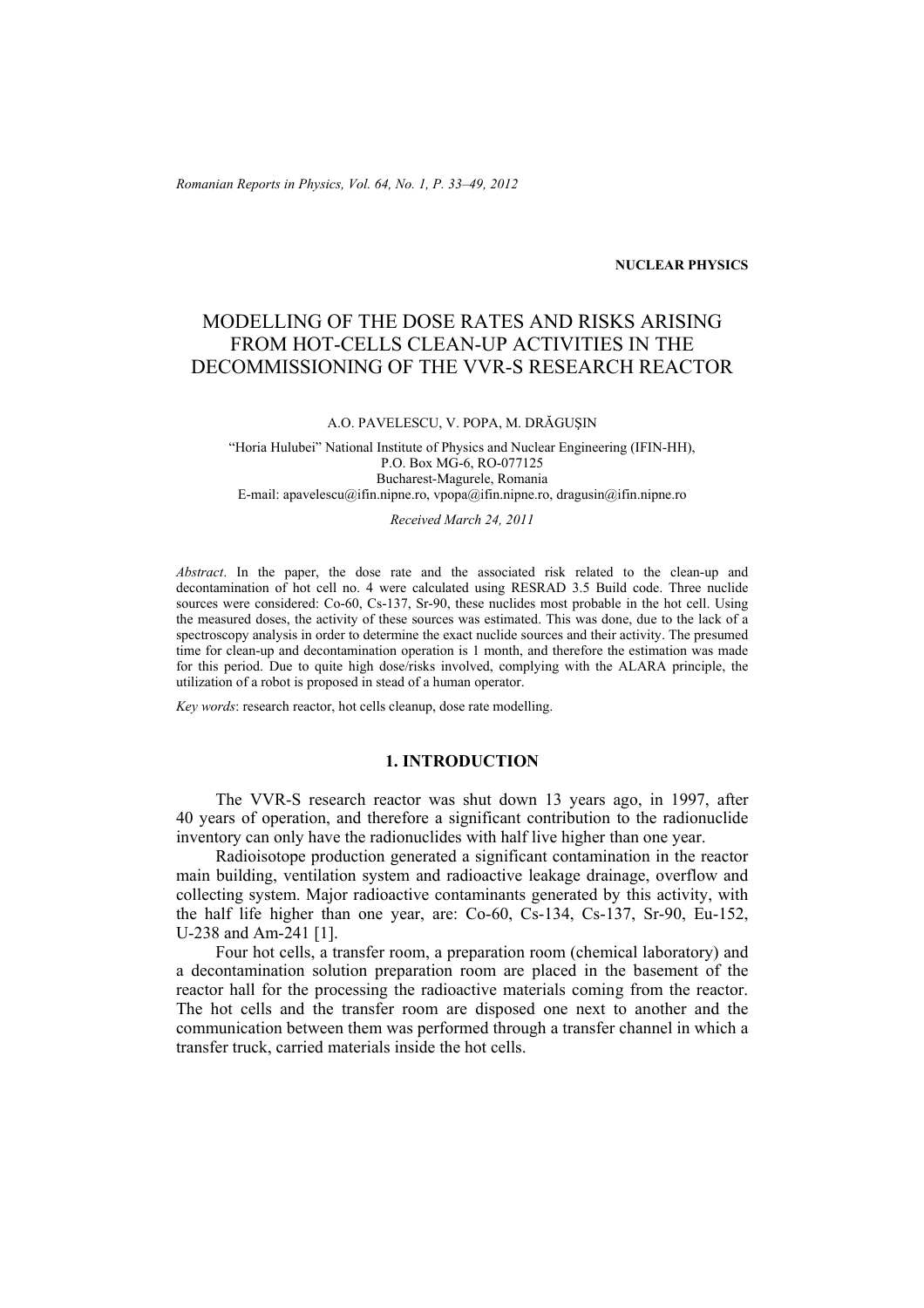NUCLEAR PHYSICS

# MODELLING OF THE DOSE RATES AND RISKS ARISING FROM HOT-CELLS CLEAN-UP ACTIVITIES IN THE DECOMMISSIONING OF THE VVR-S RESEARCH REACTOR

A.O. PAVELESCU, V. POPA, M. DRĂGUŞIN

"Horia Hulubei" National Institute of Physics and Nuclear Engineering (IFIN-HH),
P.O. Box MG-6, RO-077125
Bucharest-Magurele, Romania
E-mail: apavelescu@ifin.nipne.ro, vpopa@ifin.nipne.ro, dragusin@ifin.nipne.ro

*Received March 24, 2011*

*Abstract*. In the paper, the dose rate and the associated risk related to the clean-up and decontamination of hot cell no. 4 were calculated using RESRAD 3.5 Build code. Three nuclide sources were considered: Co-60, Cs-137, Sr-90, these nuclides most probable in the hot cell. Using the measured doses, the activity of these sources was estimated. This was done, due to the lack of a spectroscopy analysis in order to determine the exact nuclide sources and their activity. The presumed time for clean-up and decontamination operation is 1 month, and therefore the estimation was made for this period. Due to quite high dose/risks involved, complying with the ALARA principle, the utilization of a robot is proposed in stead of a human operator.

*Key words*: research reactor, hot cells cleanup, dose rate modelling.

## 1. INTRODUCTION

The VVR-S research reactor was shut down 13 years ago, in 1997, after 40 years of operation, and therefore a significant contribution to the radionuclide inventory can only have the radionuclides with half live higher than one year.

Radioisotope production generated a significant contamination in the reactor main building, ventilation system and radioactive leakage drainage, overflow and collecting system. Major radioactive contaminants generated by this activity, with the half life higher than one year, are: Co-60, Cs-134, Cs-137, Sr-90, Eu-152, U-238 and Am-241 [1].

Four hot cells, a transfer room, a preparation room (chemical laboratory) and a decontamination solution preparation room are placed in the basement of the reactor hall for the processing the radioactive materials coming from the reactor. The hot cells and the transfer room are disposed one next to another and the communication between them was performed through a transfer channel in which a transfer truck, carried materials inside the hot cells.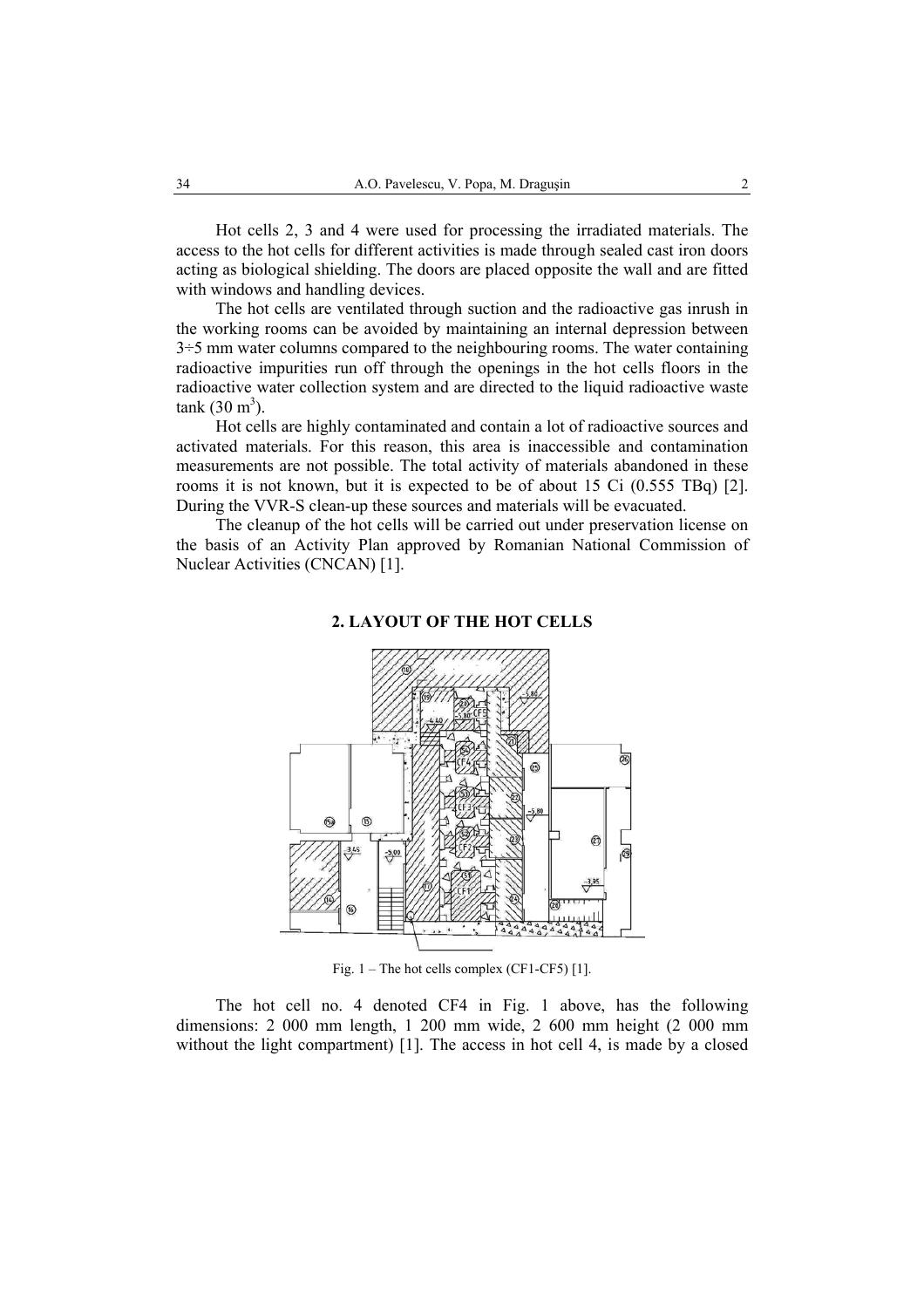Hot cells 2, 3 and 4 were used for processing the irradiated materials. The access to the hot cells for different activities is made through sealed cast iron doors acting as biological shielding. The doors are placed opposite the wall and are fitted with windows and handling devices.

The hot cells are ventilated through suction and the radioactive gas inrush in the working rooms can be avoided by maintaining an internal depression between 3÷5 mm water columns compared to the neighbouring rooms. The water containing radioactive impurities run off through the openings in the hot cells floors in the radioactive water collection system and are directed to the liquid radioactive waste tank (30 $m^3$).

Hot cells are highly contaminated and contain a lot of radioactive sources and activated materials. For this reason, this area is inaccessible and contamination measurements are not possible. The total activity of materials abandoned in these rooms it is not known, but it is expected to be of about 15 Ci (0.555 TBq) [2]. During the VVR-S clean-up these sources and materials will be evacuated.

The cleanup of the hot cells will be carried out under preservation license on the basis of an Activity Plan approved by Romanian National Commission of Nuclear Activities (CNCAN) [1].

## 2. LAYOUT OF THE HOT CELLS

Fig. 1 – The hot cells complex (CF1-CF5) [1].

The hot cell no. 4 denoted CF4 in Fig. 1 above, has the following dimensions: 2 000 mm length, 1 200 mm wide, 2 600 mm height (2 000 mm without the light compartment) [1]. The access in hot cell 4, is made by a closed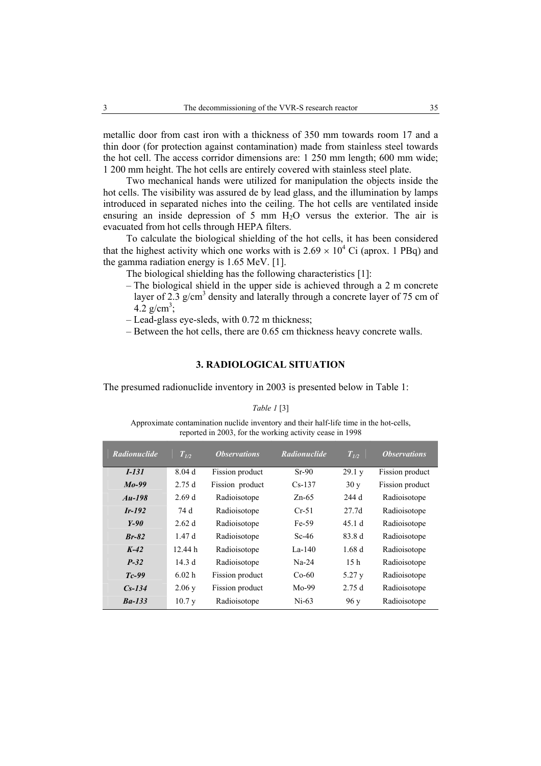metallic door from cast iron with a thickness of 350 mm towards room 17 and a thin door (for protection against contamination) made from stainless steel towards the hot cell. The access corridor dimensions are: 1 250 mm length; 600 mm wide; 1 200 mm height. The hot cells are entirely covered with stainless steel plate.

Two mechanical hands were utilized for manipulation the objects inside the hot cells. The visibility was assured de by lead glass, and the illumination by lamps introduced in separated niches into the ceiling. The hot cells are ventilated inside ensuring an inside depression of 5 mm $H_2O$ versus the exterior. The air is evacuated from hot cells through HEPA filters.

To calculate the biological shielding of the hot cells, it has been considered that the highest activity which one works with is $2.69 \times 10^4$ Ci (aprox. 1 PBq) and the gamma radiation energy is 1.65 MeV. [1].

The biological shielding has the following characteristics [1]:

- The biological shield in the upper side is achieved through a 2 m concrete layer of 2.3 g/cm$^3$ density and laterally through a concrete layer of 75 cm of 4.2 g/cm$^3$;
- Lead-glass eye-sleds, with 0.72 m thickness;
- Between the hot cells, there are 0.65 cm thickness heavy concrete walls.

## 3. RADIOLOGICAL SITUATION

The presumed radionuclide inventory in 2003 is presented below in Table 1:

*Table 1* [3]

Approximate contamination nuclide inventory and their half-life time in the hot-cells, reported in 2003, for the working activity cease in 1998

| *Radionuclide* | $T_{1/2}$ | *Observations* | *Radionuclide* | $T_{1/2}$ | *Observations* |
|---|---|---|---|---|---|
| ***I-131*** | 8.04 d | Fission product | Sr-90 | 29.1 y | Fission product |
| ***Mo-99*** | 2.75 d | Fission product | Cs-137 | 30 y | Fission product |
| ***Au-198*** | 2.69 d | Radioisotope | Zn-65 | 244 d | Radioisotope |
| ***Ir-192*** | 74 d | Radioisotope | Cr-51 | 27.7d | Radioisotope |
| ***Y-90*** | 2.62 d | Radioisotope | Fe-59 | 45.1 d | Radioisotope |
| ***Br-82*** | 1.47 d | Radioisotope | Sc-46 | 83.8 d | Radioisotope |
| ***K-42*** | 12.44 h | Radioisotope | La-140 | 1.68 d | Radioisotope |
| ***P-32*** | 14.3 d | Radioisotope | Na-24 | 15 h | Radioisotope |
| ***Tc-99*** | 6.02 h | Fission product | Co-60 | 5.27 y | Radioisotope |
| ***Cs-134*** | 2.06 y | Fission product | Mo-99 | 2.75 d | Radioisotope |
| ***Ba-133*** | 10.7 y | Radioisotope | Ni-63 | 96 y | Radioisotope |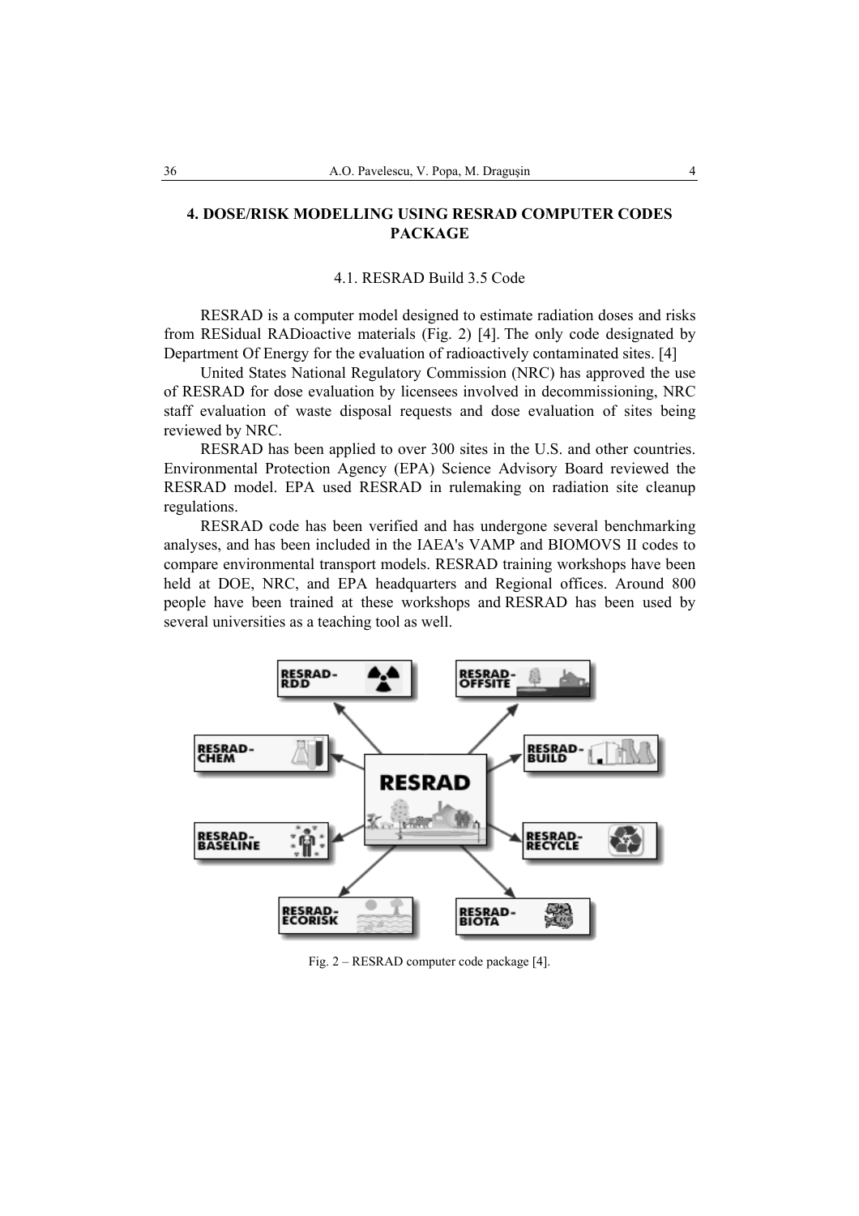## 4. DOSE/RISK MODELLING USING RESRAD COMPUTER CODES PACKAGE

### 4.1. RESRAD Build 3.5 Code

RESRAD is a computer model designed to estimate radiation doses and risks from RESidual RADioactive materials (Fig. 2) [4]. The only code designated by Department Of Energy for the evaluation of radioactively contaminated sites. [4]

United States National Regulatory Commission (NRC) has approved the use of RESRAD for dose evaluation by licensees involved in decommissioning, NRC staff evaluation of waste disposal requests and dose evaluation of sites being reviewed by NRC.

RESRAD has been applied to over 300 sites in the U.S. and other countries. Environmental Protection Agency (EPA) Science Advisory Board reviewed the RESRAD model. EPA used RESRAD in rulemaking on radiation site cleanup regulations.

RESRAD code has been verified and has undergone several benchmarking analyses, and has been included in the IAEA's VAMP and BIOMOVS II codes to compare environmental transport models. RESRAD training workshops have been held at DOE, NRC, and EPA headquarters and Regional offices. Around 800 people have been trained at these workshops and RESRAD has been used by several universities as a teaching tool as well.

Fig. 2 – RESRAD computer code package [4].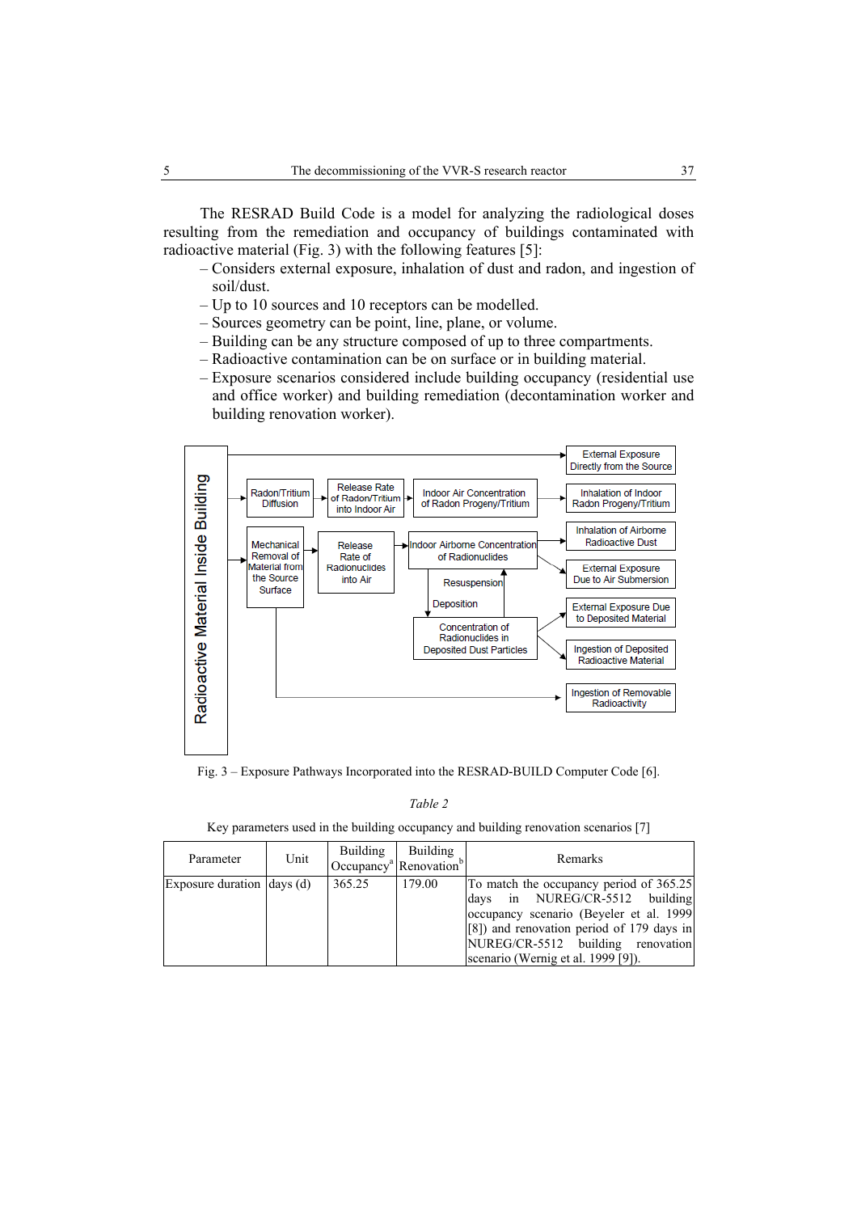The RESRAD Build Code is a model for analyzing the radiological doses resulting from the remediation and occupancy of buildings contaminated with radioactive material (Fig. 3) with the following features [5]:

- Considers external exposure, inhalation of dust and radon, and ingestion of soil/dust.
- Up to 10 sources and 10 receptors can be modelled.
- Sources geometry can be point, line, plane, or volume.
- Building can be any structure composed of up to three compartments.
- Radioactive contamination can be on surface or in building material.
- Exposure scenarios considered include building occupancy (residential use and office worker) and building remediation (decontamination worker and building renovation worker).

Radioactive Material Inside Building

External Exposure Directly from the Source

Radon/Tritium Diffusion → Release Rate of Radon/Tritium into Indoor Air → Indoor Air Concentration of Radon Progeny/Tritium → Inhalation of Indoor Radon Progeny/Tritium

Mechanical Removal of Material from the Source Surface → Release Rate of Radionuclides into Air → Indoor Airborne Concentration of Radionuclides → Inhalation of Airborne Radioactive Dust; External Exposure Due to Air Submersion

Resuspension / Deposition

Concentration of Radionuclides in Deposited Dust Particles → External Exposure Due to Deposited Material; Ingestion of Deposited Radioactive Material

Ingestion of Removable Radioactivity

Fig. 3 – Exposure Pathways Incorporated into the RESRAD-BUILD Computer Code [6].

*Table 2*

Key parameters used in the building occupancy and building renovation scenarios [7]

| Parameter | Unit | Building Occupancy[a] | Building Renovation[b] | Remarks |
|---|---|---|---|---|
| Exposure duration | days (d) | 365.25 | 179.00 | To match the occupancy period of 365.25 days in NUREG/CR-5512 building occupancy scenario (Beyeler et al. 1999 [8]) and renovation period of 179 days in NUREG/CR-5512 building renovation scenario (Wernig et al. 1999 [9]). |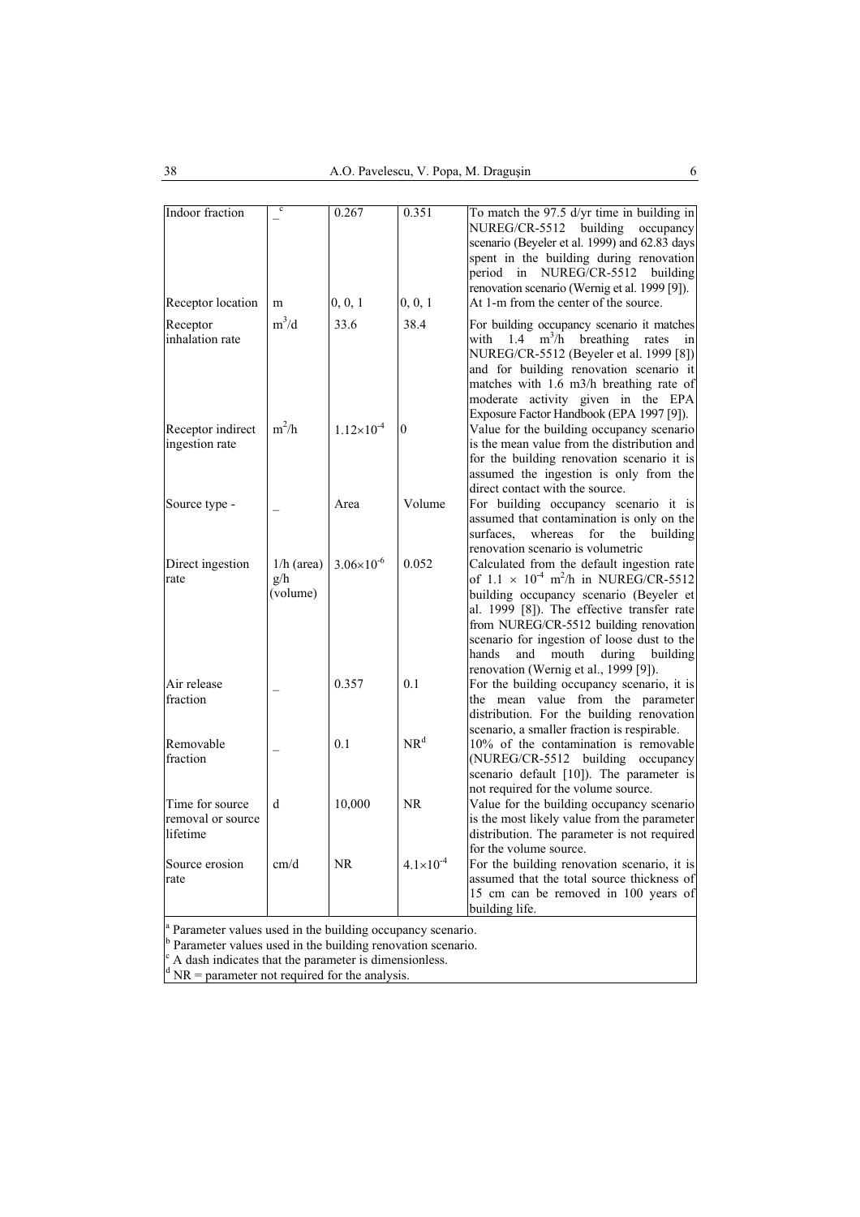| Indoor fraction | –[c] | 0.267 | 0.351 | To match the 97.5 d/yr time in building in NUREG/CR-5512 building occupancy scenario (Beyeler et al. 1999) and 62.83 days spent in the building during renovation period in NUREG/CR-5512 building renovation scenario (Wernig et al. 1999 [9]). |
|---|---|---|---|---|
| Receptor location | m | 0, 0, 1 | 0, 0, 1 | At 1-m from the center of the source. |
| Receptor inhalation rate | $m^3/d$ | 33.6 | 38.4 | For building occupancy scenario it matches with 1.4 $m^3/h$ breathing rates in NUREG/CR-5512 (Beyeler et al. 1999 [8]) and for building renovation scenario it matches with 1.6 m3/h breathing rate of moderate activity given in the EPA Exposure Factor Handbook (EPA 1997 [9]). |
| Receptor indirect ingestion rate | $m^2/h$ | $1.12\times10^{-4}$ | 0 | Value for the building occupancy scenario is the mean value from the distribution and for the building renovation scenario it is assumed the ingestion is only from the direct contact with the source. |
| Source type - | – | Area | Volume | For building occupancy scenario it is assumed that contamination is only on the surfaces, whereas for the building renovation scenario is volumetric |
| Direct ingestion rate | 1/h (area) g/h (volume) | $3.06\times10^{-6}$ | 0.052 | Calculated from the default ingestion rate of $1.1 \times 10^{-4}$ $m^2/h$ in NUREG/CR-5512 building occupancy scenario (Beyeler et al. 1999 [8]). The effective transfer rate from NUREG/CR-5512 building renovation scenario for ingestion of loose dust to the hands and mouth during building renovation (Wernig et al., 1999 [9]). |
| Air release fraction | – | 0.357 | 0.1 | For the building occupancy scenario, it is the mean value from the parameter distribution. For the building renovation scenario, a smaller fraction is respirable. |
| Removable fraction | – | 0.1 | NR[d] | 10% of the contamination is removable (NUREG/CR-5512 building occupancy scenario default [10]). The parameter is not required for the volume source. |
| Time for source removal or source lifetime | d | 10,000 | NR | Value for the building occupancy scenario is the most likely value from the parameter distribution. The parameter is not required for the volume source. |
| Source erosion rate | cm/d | NR | $4.1\times10^{-4}$ | For the building renovation scenario, it is assumed that the total source thickness of 15 cm can be removed in 100 years of building life. |

[a] Parameter values used in the building occupancy scenario.
[b] Parameter values used in the building renovation scenario.
[c] A dash indicates that the parameter is dimensionless.
[d] NR = parameter not required for the analysis.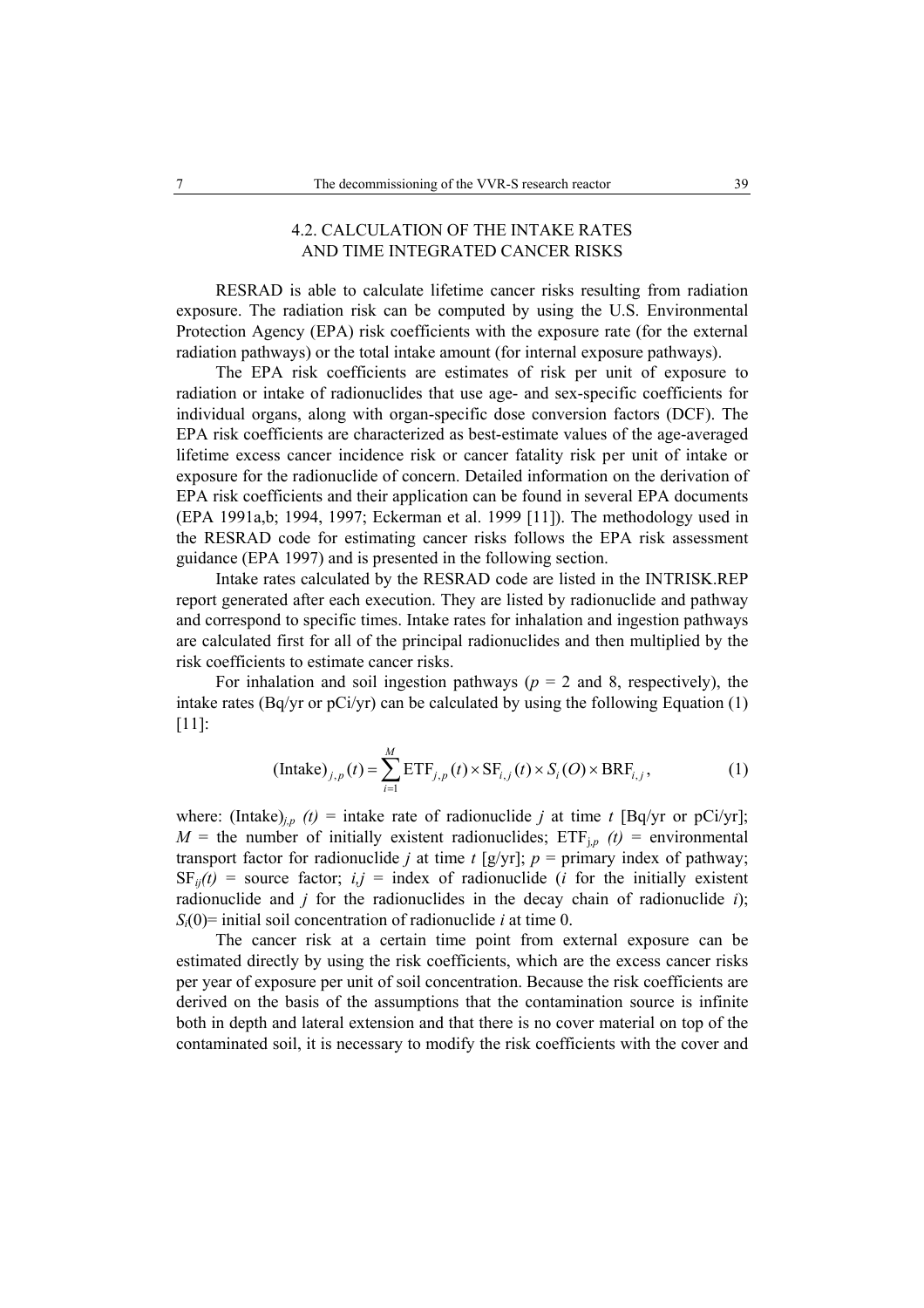## 4.2. CALCULATION OF THE INTAKE RATES AND TIME INTEGRATED CANCER RISKS

RESRAD is able to calculate lifetime cancer risks resulting from radiation exposure. The radiation risk can be computed by using the U.S. Environmental Protection Agency (EPA) risk coefficients with the exposure rate (for the external radiation pathways) or the total intake amount (for internal exposure pathways).

The EPA risk coefficients are estimates of risk per unit of exposure to radiation or intake of radionuclides that use age- and sex-specific coefficients for individual organs, along with organ-specific dose conversion factors (DCF). The EPA risk coefficients are characterized as best-estimate values of the age-averaged lifetime excess cancer incidence risk or cancer fatality risk per unit of intake or exposure for the radionuclide of concern. Detailed information on the derivation of EPA risk coefficients and their application can be found in several EPA documents (EPA 1991a,b; 1994, 1997; Eckerman et al. 1999 [11]). The methodology used in the RESRAD code for estimating cancer risks follows the EPA risk assessment guidance (EPA 1997) and is presented in the following section.

Intake rates calculated by the RESRAD code are listed in the INTRISK.REP report generated after each execution. They are listed by radionuclide and pathway and correspond to specific times. Intake rates for inhalation and ingestion pathways are calculated first for all of the principal radionuclides and then multiplied by the risk coefficients to estimate cancer risks.

For inhalation and soil ingestion pathways ($p$ = 2 and 8, respectively), the intake rates (Bq/yr or pCi/yr) can be calculated by using the following Equation (1) [11]:

$$(\mathrm{Intake})_{j,p}(t) = \sum_{i=1}^{M} \mathrm{ETF}_{j,p}(t) \times \mathrm{SF}_{i,j}(t) \times S_i(O) \times \mathrm{BRF}_{i,j}, \qquad (1)$$

where: $(\mathrm{Intake})_{j,p}$ $(t)$ = intake rate of radionuclide $j$ at time $t$ [Bq/yr or pCi/yr]; $M$ = the number of initially existent radionuclides; $\mathrm{ETF}_{j,p}$ $(t)$ = environmental transport factor for radionuclide $j$ at time $t$ [g/yr]; $p$ = primary index of pathway; $\mathrm{SF}_{ij}(t)$ = source factor; $i,j$ = index of radionuclide ($i$ for the initially existent radionuclide and $j$ for the radionuclides in the decay chain of radionuclide $i$); $S_i(0)$= initial soil concentration of radionuclide $i$ at time 0.

The cancer risk at a certain time point from external exposure can be estimated directly by using the risk coefficients, which are the excess cancer risks per year of exposure per unit of soil concentration. Because the risk coefficients are derived on the basis of the assumptions that the contamination source is infinite both in depth and lateral extension and that there is no cover material on top of the contaminated soil, it is necessary to modify the risk coefficients with the cover and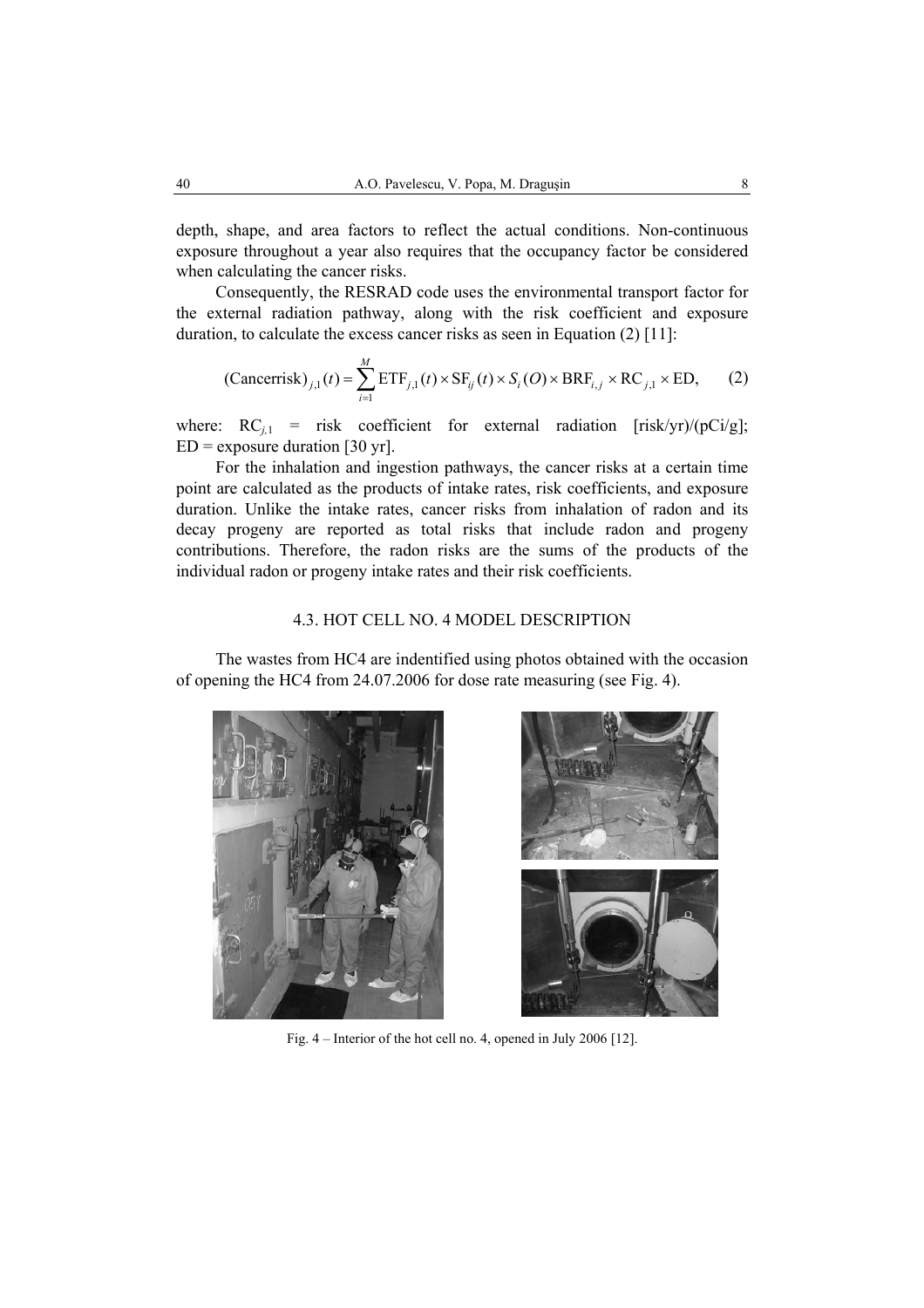depth, shape, and area factors to reflect the actual conditions. Non-continuous exposure throughout a year also requires that the occupancy factor be considered when calculating the cancer risks.

Consequently, the RESRAD code uses the environmental transport factor for the external radiation pathway, along with the risk coefficient and exposure duration, to calculate the excess cancer risks as seen in Equation (2) [11]:

$$(\text{Cancerrisk})_{j,1}(t) = \sum_{i=1}^{M} \text{ETF}_{j,1}(t) \times \text{SF}_{ij}(t) \times S_i(O) \times \text{BRF}_{i,j} \times \text{RC}_{j,1} \times \text{ED}, \qquad (2)$$

where: $\text{RC}_{j,1}$ = risk coefficient for external radiation [risk/yr)/(pCi/g]; ED = exposure duration [30 yr].

For the inhalation and ingestion pathways, the cancer risks at a certain time point are calculated as the products of intake rates, risk coefficients, and exposure duration. Unlike the intake rates, cancer risks from inhalation of radon and its decay progeny are reported as total risks that include radon and progeny contributions. Therefore, the radon risks are the sums of the products of the individual radon or progeny intake rates and their risk coefficients.

## 4.3. HOT CELL NO. 4 MODEL DESCRIPTION

The wastes from HC4 are indentified using photos obtained with the occasion of opening the HC4 from 24.07.2006 for dose rate measuring (see Fig. 4).

Fig. 4 – Interior of the hot cell no. 4, opened in July 2006 [12].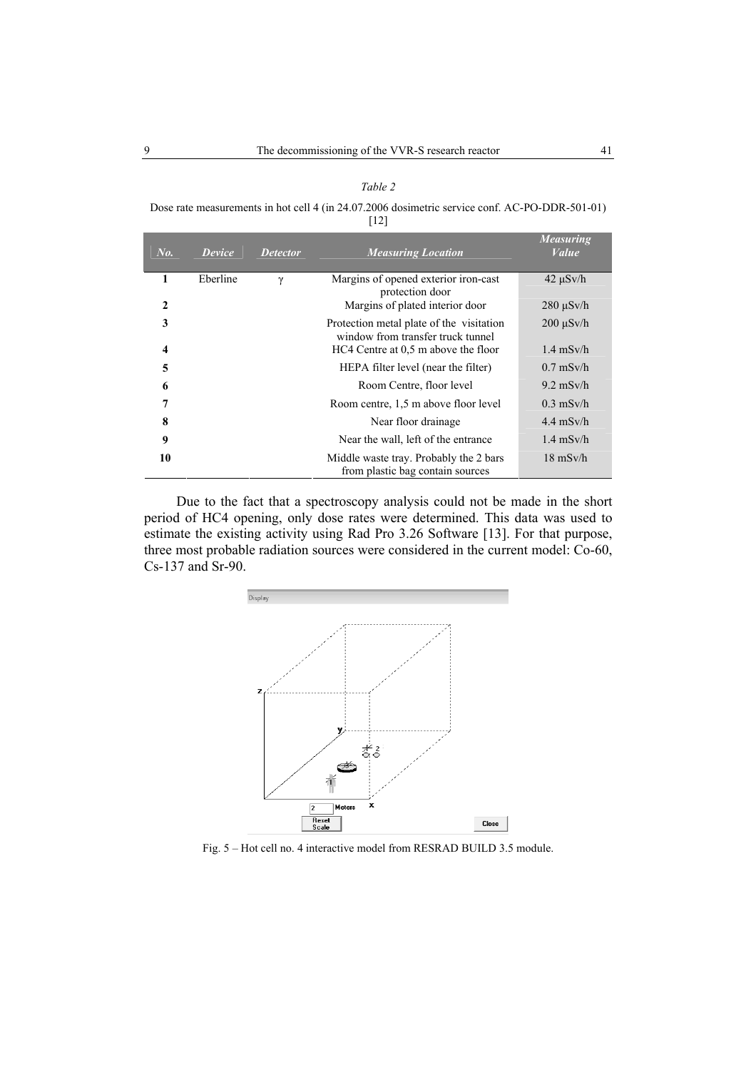*Table 2*

Dose rate measurements in hot cell 4 (in 24.07.2006 dosimetric service conf. AC-PO-DDR-501-01) [12]

| *No.* | *Device* | *Detector* | *Measuring Location* | *Measuring Value* |
|---|---|---|---|---|
| **1** | Eberline | γ | Margins of opened exterior iron-cast protection door | 42 μSv/h |
| **2** | | | Margins of plated interior door | 280 μSv/h |
| **3** | | | Protection metal plate of the visitation window from transfer truck tunnel | 200 μSv/h |
| **4** | | | HC4 Centre at 0,5 m above the floor | 1.4 mSv/h |
| **5** | | | HEPA filter level (near the filter) | 0.7 mSv/h |
| **6** | | | Room Centre, floor level | 9.2 mSv/h |
| **7** | | | Room centre, 1,5 m above floor level | 0.3 mSv/h |
| **8** | | | Near floor drainage | 4.4 mSv/h |
| **9** | | | Near the wall, left of the entrance | 1.4 mSv/h |
| **10** | | | Middle waste tray. Probably the 2 bars from plastic bag contain sources | 18 mSv/h |

Due to the fact that a spectroscopy analysis could not be made in the short period of HC4 opening, only dose rates were determined. This data was used to estimate the existing activity using Rad Pro 3.26 Software [13]. For that purpose, three most probable radiation sources were considered in the current model: Co-60, Cs-137 and Sr-90.

Fig. 5 – Hot cell no. 4 interactive model from RESRAD BUILD 3.5 module.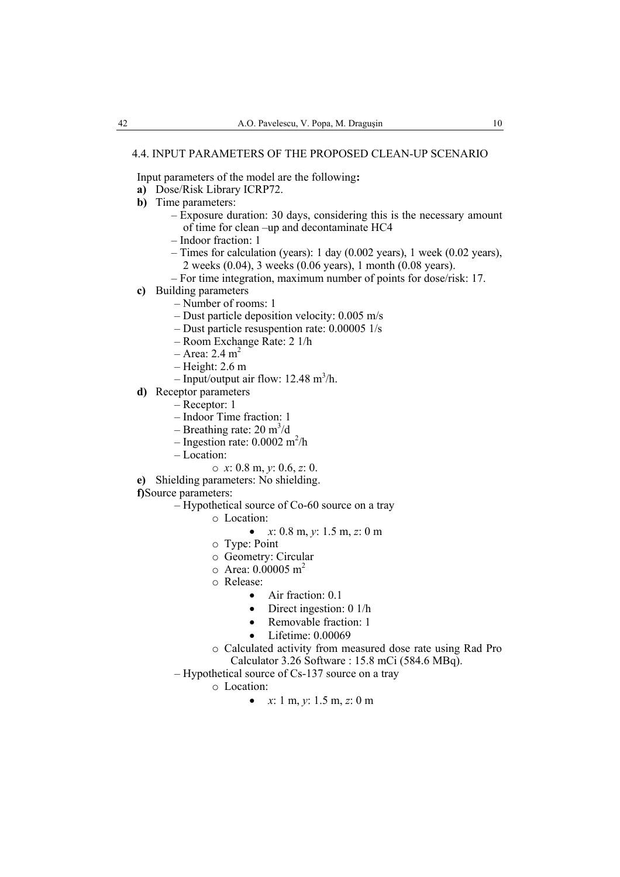### 4.4. INPUT PARAMETERS OF THE PROPOSED CLEAN-UP SCENARIO

Input parameters of the model are the following**:**

**a)** Dose/Risk Library ICRP72.

**b)** Time parameters:

- Exposure duration: 30 days, considering this is the necessary amount of time for clean –up and decontaminate HC4
- Indoor fraction: 1
- Times for calculation (years): 1 day (0.002 years), 1 week (0.02 years), 2 weeks (0.04), 3 weeks (0.06 years), 1 month (0.08 years).
- For time integration, maximum number of points for dose/risk: 17.

**c)** Building parameters

- Number of rooms: 1
- Dust particle deposition velocity: 0.005 m/s
- Dust particle resuspention rate: 0.00005 1/s
- Room Exchange Rate: 2 1/h
- Area: 2.4 $m^2$
- Height: 2.6 m
- Input/output air flow: 12.48 $m^3$/h.

**d)** Receptor parameters

- Receptor: 1
- Indoor Time fraction: 1
- Breathing rate: 20 $m^3$/d
- Ingestion rate: 0.0002 $m^2$/h
- Location:
  - *x*: 0.8 m, *y*: 0.6, *z*: 0.

**e)** Shielding parameters: No shielding.

**f)** Source parameters:

- Hypothetical source of Co-60 source on a tray
  - Location:
    - *x*: 0.8 m, *y*: 1.5 m, *z*: 0 m
  - Type: Point
  - Geometry: Circular
  - Area: 0.00005 $m^2$
  - Release:
    - Air fraction: 0.1
    - Direct ingestion: 0 1/h
    - Removable fraction: 1
    - Lifetime: 0.00069
  - Calculated activity from measured dose rate using Rad Pro Calculator 3.26 Software : 15.8 mCi (584.6 MBq).
- Hypothetical source of Cs-137 source on a tray
  - Location:
    - *x*: 1 m, *y*: 1.5 m, *z*: 0 m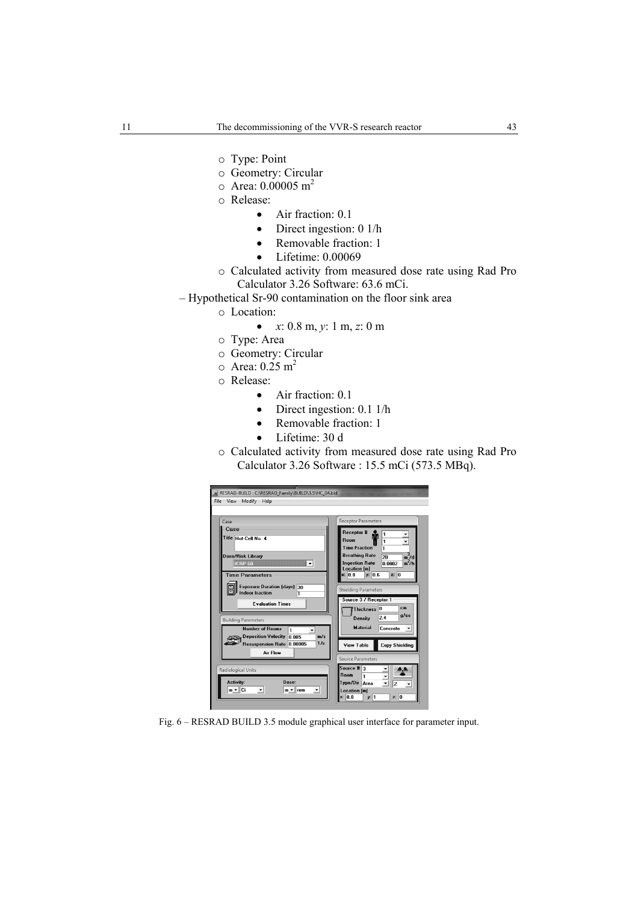- Type: Point
- Geometry: Circular
- Area: 0.00005 m$^2$
- Release:
  - Air fraction: 0.1
  - Direct ingestion: 0 1/h
  - Removable fraction: 1
  - Lifetime: 0.00069
- Calculated activity from measured dose rate using Rad Pro Calculator 3.26 Software: 63.6 mCi.

– Hypothetical Sr-90 contamination on the floor sink area

- Location:
  - *x*: 0.8 m, *y*: 1 m, *z*: 0 m
- Type: Area
- Geometry: Circular
- Area: 0.25 m$^2$
- Release:
  - Air fraction: 0.1
  - Direct ingestion: 0.1 1/h
  - Removable fraction: 1
  - Lifetime: 30 d
- Calculated activity from measured dose rate using Rad Pro Calculator 3.26 Software : 15.5 mCi (573.5 MBq).

Fig. 6 – RESRAD BUILD 3.5 module graphical user interface for parameter input.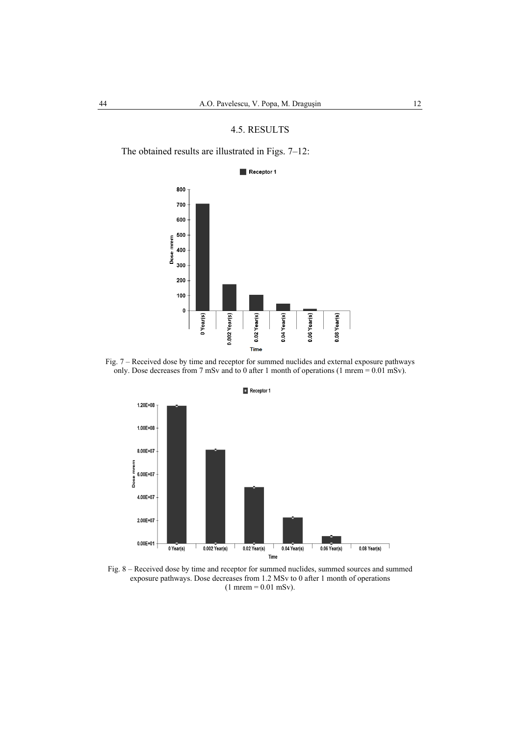### 4.5. RESULTS

The obtained results are illustrated in Figs. 7–12:

Fig. 7 – Received dose by time and receptor for summed nuclides and external exposure pathways only. Dose decreases from 7 mSv and to 0 after 1 month of operations (1 mrem = 0.01 mSv).

Fig. 8 – Received dose by time and receptor for summed nuclides, summed sources and summed exposure pathways. Dose decreases from 1.2 MSv to 0 after 1 month of operations (1 mrem = 0.01 mSv).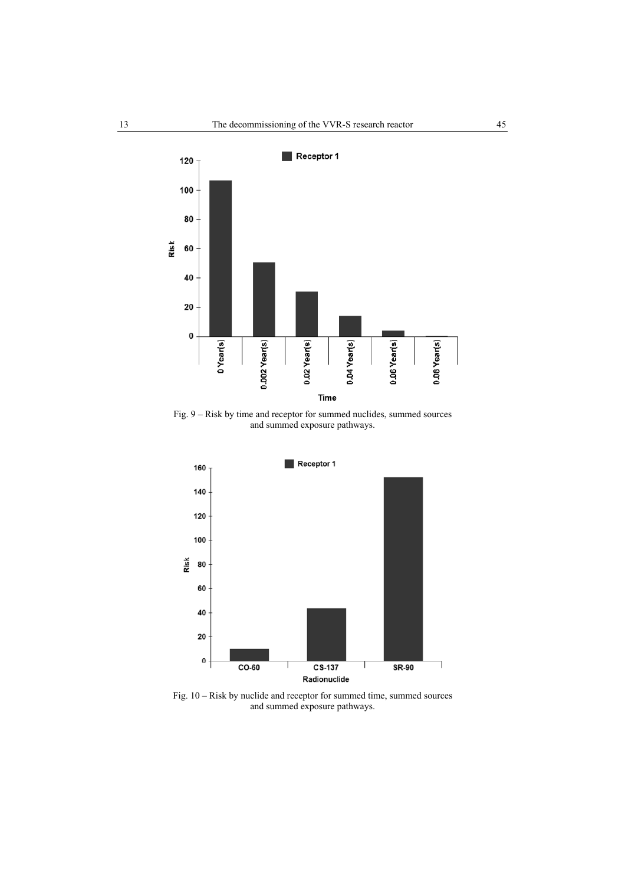Fig. 9 – Risk by time and receptor for summed nuclides, summed sources and summed exposure pathways.

Fig. 10 – Risk by nuclide and receptor for summed time, summed sources and summed exposure pathways.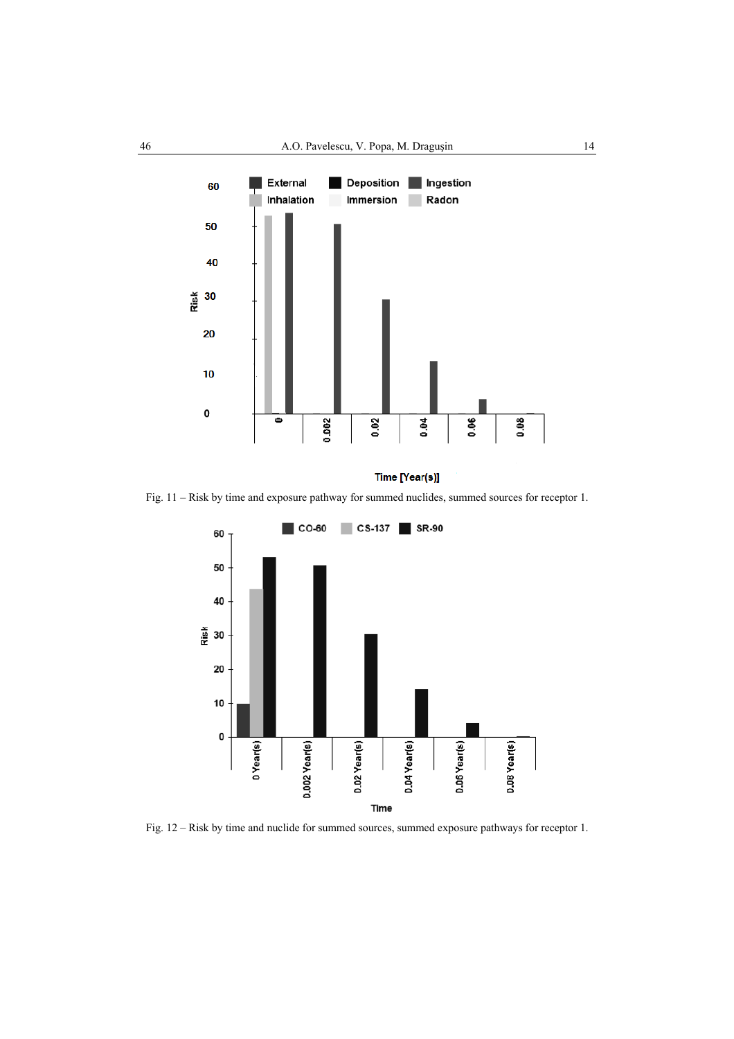Fig. 11 – Risk by time and exposure pathway for summed nuclides, summed sources for receptor 1.

Fig. 12 – Risk by time and nuclide for summed sources, summed exposure pathways for receptor 1.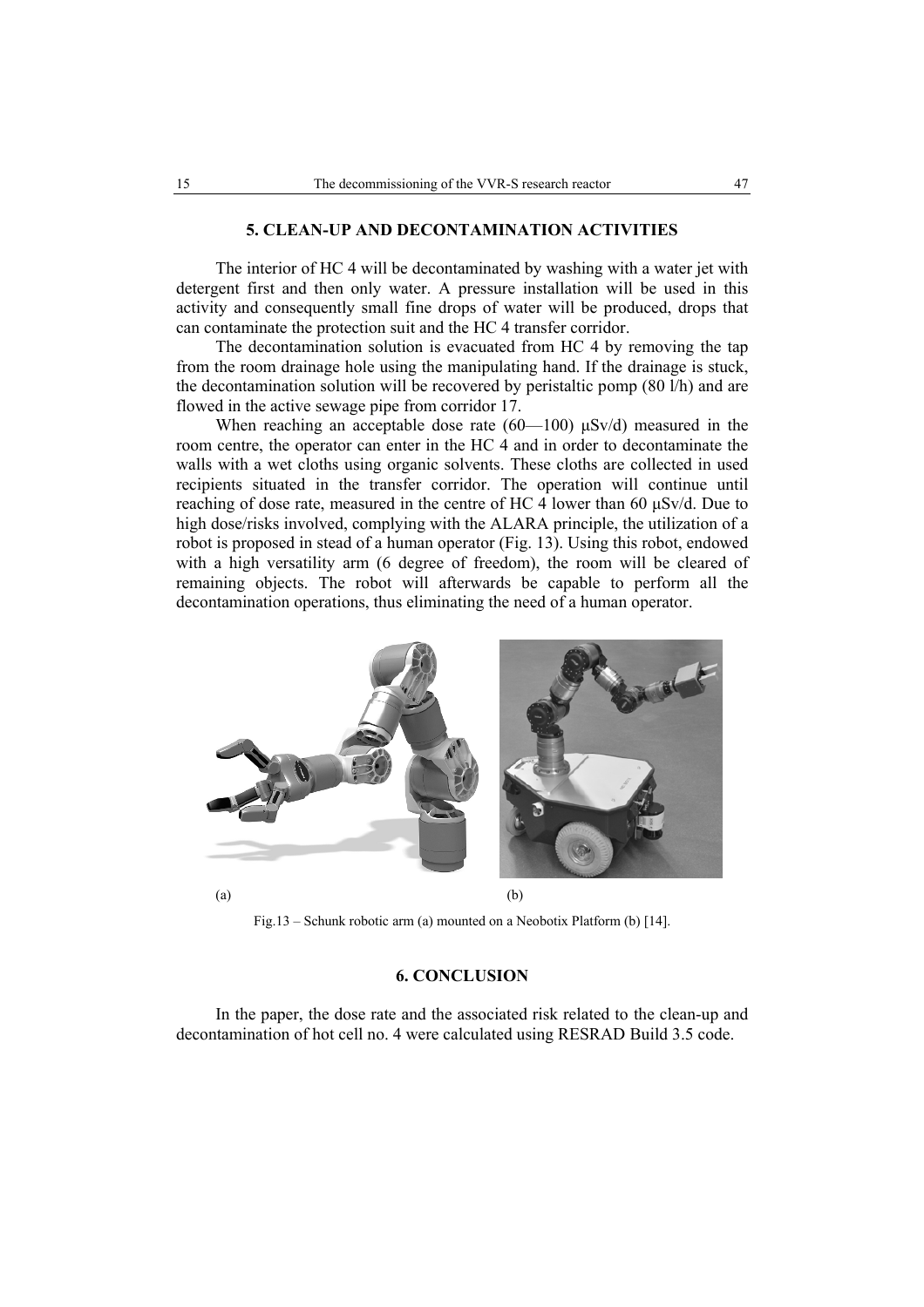## 5. CLEAN-UP AND DECONTAMINATION ACTIVITIES

The interior of HC 4 will be decontaminated by washing with a water jet with detergent first and then only water. A pressure installation will be used in this activity and consequently small fine drops of water will be produced, drops that can contaminate the protection suit and the HC 4 transfer corridor.

The decontamination solution is evacuated from HC 4 by removing the tap from the room drainage hole using the manipulating hand. If the drainage is stuck, the decontamination solution will be recovered by peristaltic pomp (80 l/h) and are flowed in the active sewage pipe from corridor 17.

When reaching an acceptable dose rate (60—100) μSv/d) measured in the room centre, the operator can enter in the HC 4 and in order to decontaminate the walls with a wet cloths using organic solvents. These cloths are collected in used recipients situated in the transfer corridor. The operation will continue until reaching of dose rate, measured in the centre of HC 4 lower than 60 μSv/d. Due to high dose/risks involved, complying with the ALARA principle, the utilization of a robot is proposed in stead of a human operator (Fig. 13). Using this robot, endowed with a high versatility arm (6 degree of freedom), the room will be cleared of remaining objects. The robot will afterwards be capable to perform all the decontamination operations, thus eliminating the need of a human operator.

(a) (b)

Fig.13 – Schunk robotic arm (a) mounted on a Neobotix Platform (b) [14].

## 6. CONCLUSION

In the paper, the dose rate and the associated risk related to the clean-up and decontamination of hot cell no. 4 were calculated using RESRAD Build 3.5 code.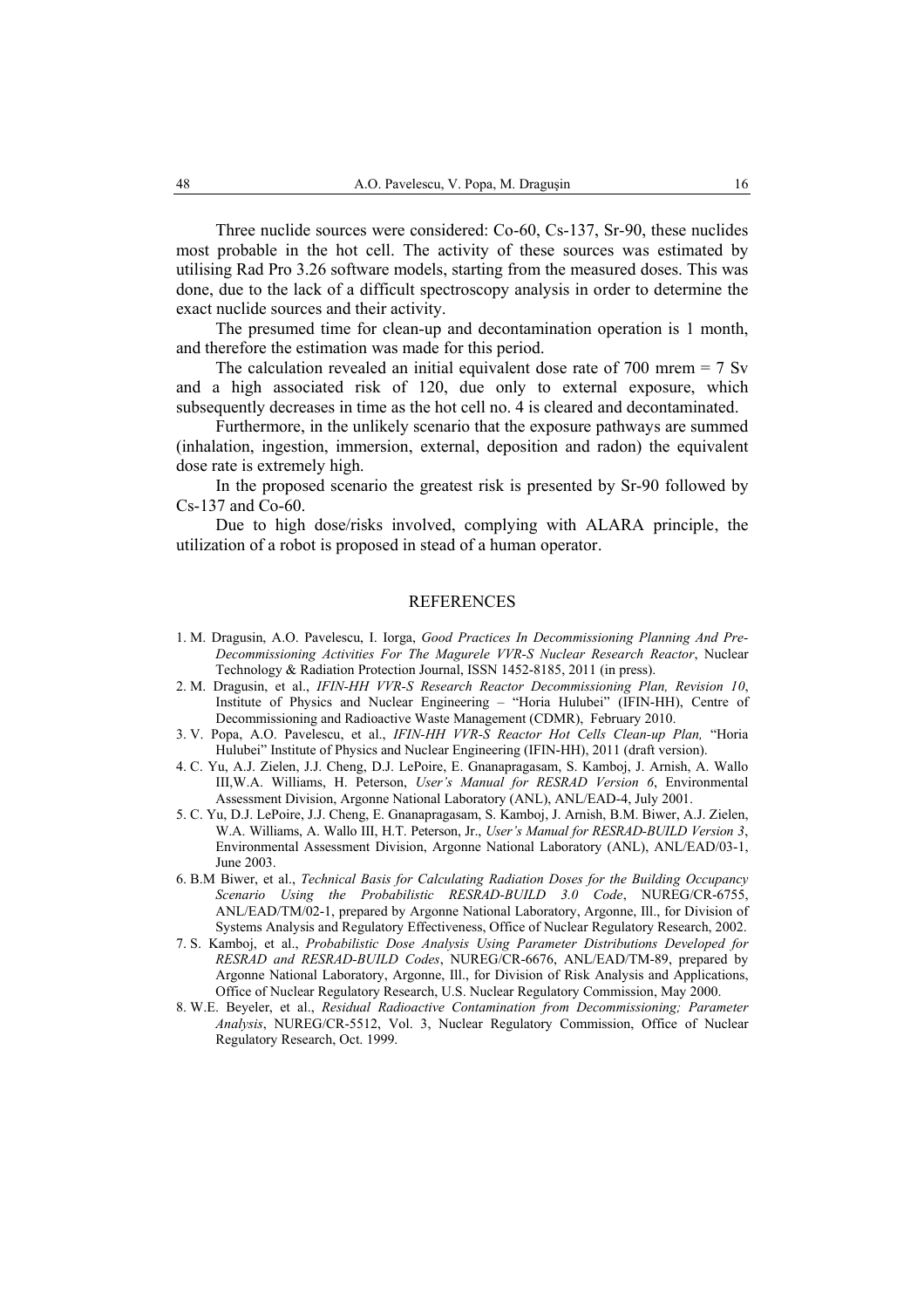Three nuclide sources were considered: Co-60, Cs-137, Sr-90, these nuclides most probable in the hot cell. The activity of these sources was estimated by utilising Rad Pro 3.26 software models, starting from the measured doses. This was done, due to the lack of a difficult spectroscopy analysis in order to determine the exact nuclide sources and their activity.

The presumed time for clean-up and decontamination operation is 1 month, and therefore the estimation was made for this period.

The calculation revealed an initial equivalent dose rate of 700 mrem = 7 Sv and a high associated risk of 120, due only to external exposure, which subsequently decreases in time as the hot cell no. 4 is cleared and decontaminated.

Furthermore, in the unlikely scenario that the exposure pathways are summed (inhalation, ingestion, immersion, external, deposition and radon) the equivalent dose rate is extremely high.

In the proposed scenario the greatest risk is presented by Sr-90 followed by Cs-137 and Co-60.

Due to high dose/risks involved, complying with ALARA principle, the utilization of a robot is proposed in stead of a human operator.

## REFERENCES

1. M. Dragusin, A.O. Pavelescu, I. Iorga, *Good Practices In Decommissioning Planning And Pre-Decommissioning Activities For The Magurele VVR-S Nuclear Research Reactor*, Nuclear Technology & Radiation Protection Journal, ISSN 1452-8185, 2011 (in press).
2. M. Dragusin, et al., *IFIN-HH VVR-S Research Reactor Decommissioning Plan, Revision 10*, Institute of Physics and Nuclear Engineering – "Horia Hulubei" (IFIN-HH), Centre of Decommissioning and Radioactive Waste Management (CDMR), February 2010.
3. V. Popa, A.O. Pavelescu, et al., *IFIN-HH VVR-S Reactor Hot Cells Clean-up Plan,* "Horia Hulubei" Institute of Physics and Nuclear Engineering (IFIN-HH), 2011 (draft version).
4. C. Yu, A.J. Zielen, J.J. Cheng, D.J. LePoire, E. Gnanapragasam, S. Kamboj, J. Arnish, A. Wallo III,W.A. Williams, H. Peterson, *User's Manual for RESRAD Version 6*, Environmental Assessment Division, Argonne National Laboratory (ANL), ANL/EAD-4, July 2001.
5. C. Yu, D.J. LePoire, J.J. Cheng, E. Gnanapragasam, S. Kamboj, J. Arnish, B.M. Biwer, A.J. Zielen, W.A. Williams, A. Wallo III, H.T. Peterson, Jr., *User's Manual for RESRAD-BUILD Version 3*, Environmental Assessment Division, Argonne National Laboratory (ANL), ANL/EAD/03-1, June 2003.
6. B.M Biwer, et al., *Technical Basis for Calculating Radiation Doses for the Building Occupancy Scenario Using the Probabilistic RESRAD-BUILD 3.0 Code*, NUREG/CR-6755, ANL/EAD/TM/02-1, prepared by Argonne National Laboratory, Argonne, Ill., for Division of Systems Analysis and Regulatory Effectiveness, Office of Nuclear Regulatory Research, 2002.
7. S. Kamboj, et al., *Probabilistic Dose Analysis Using Parameter Distributions Developed for RESRAD and RESRAD-BUILD Codes*, NUREG/CR-6676, ANL/EAD/TM-89, prepared by Argonne National Laboratory, Argonne, Ill., for Division of Risk Analysis and Applications, Office of Nuclear Regulatory Research, U.S. Nuclear Regulatory Commission, May 2000.
8. W.E. Beyeler, et al., *Residual Radioactive Contamination from Decommissioning; Parameter Analysis*, NUREG/CR-5512, Vol. 3, Nuclear Regulatory Commission, Office of Nuclear Regulatory Research, Oct. 1999.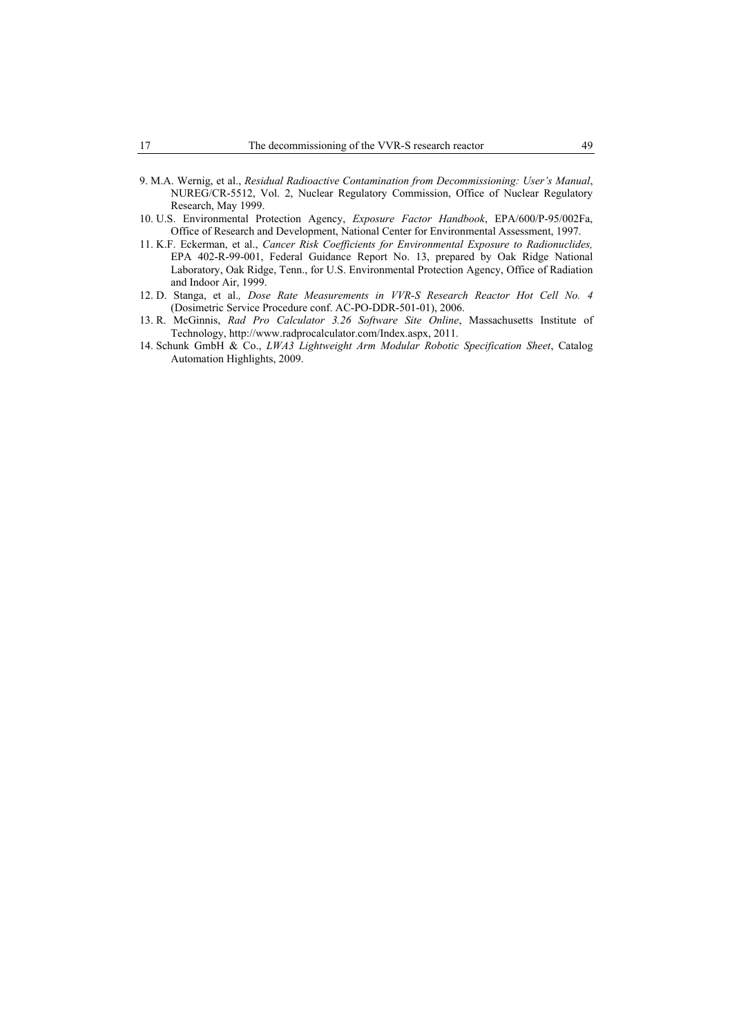9. M.A. Wernig, et al., *Residual Radioactive Contamination from Decommissioning: User's Manual*, NUREG/CR-5512, Vol. 2, Nuclear Regulatory Commission, Office of Nuclear Regulatory Research, May 1999.
10. U.S. Environmental Protection Agency, *Exposure Factor Handbook*, EPA/600/P-95/002Fa, Office of Research and Development, National Center for Environmental Assessment, 1997.
11. K.F. Eckerman, et al., *Cancer Risk Coefficients for Environmental Exposure to Radionuclides,* EPA 402-R-99-001, Federal Guidance Report No. 13, prepared by Oak Ridge National Laboratory, Oak Ridge, Tenn., for U.S. Environmental Protection Agency, Office of Radiation and Indoor Air, 1999.
12. D. Stanga, et al., *Dose Rate Measurements in VVR-S Research Reactor Hot Cell No. 4* (Dosimetric Service Procedure conf. AC-PO-DDR-501-01), 2006.
13. R. McGinnis, *Rad Pro Calculator 3.26 Software Site Online*, Massachusetts Institute of Technology, http://www.radprocalculator.com/Index.aspx, 2011.
14. Schunk GmbH & Co., *LWA3 Lightweight Arm Modular Robotic Specification Sheet*, Catalog Automation Highlights, 2009.